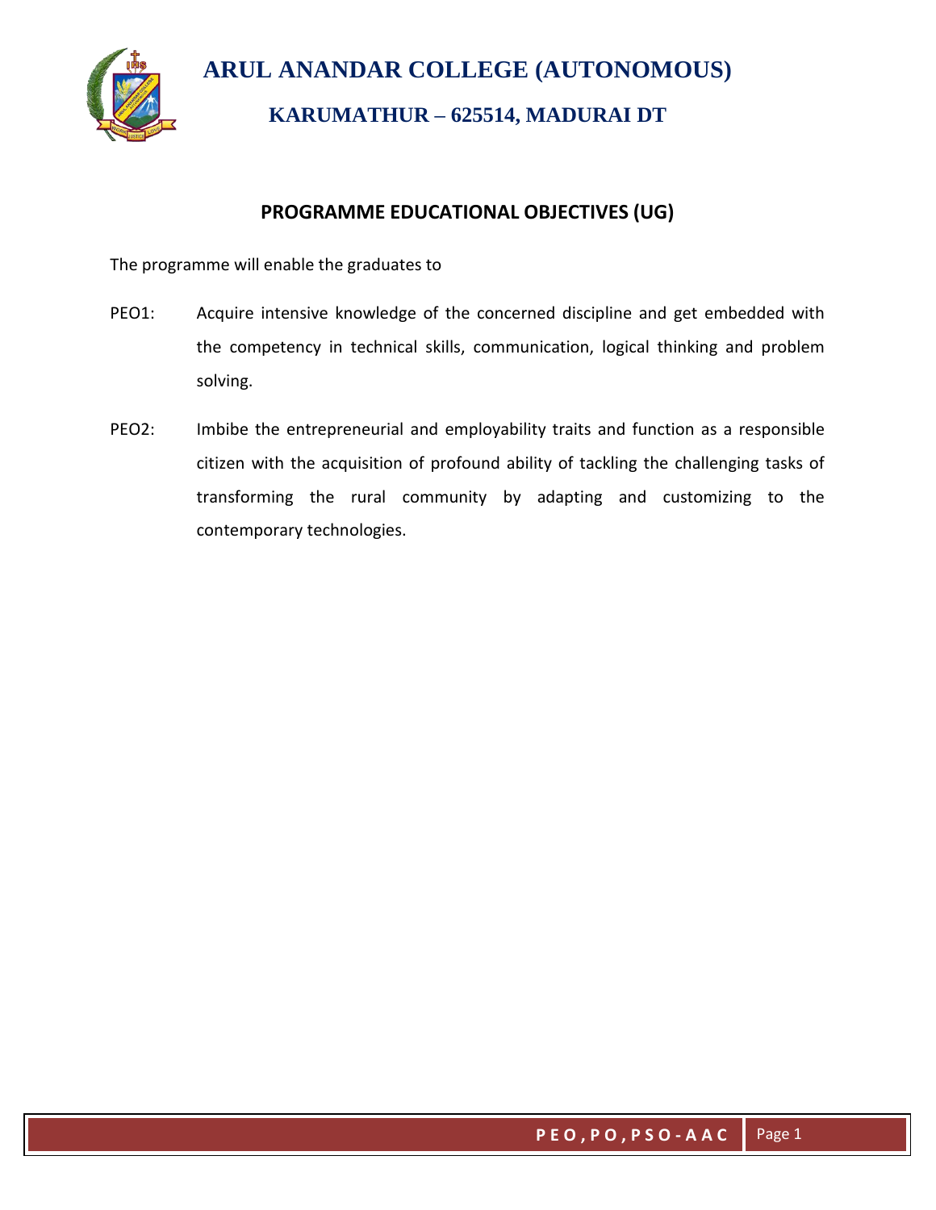# ARUL ANANDAR COLLEGE (AUTONOMOUS)

## KARUMATHUR – 625514, MADURAI DT

### PROGRAMME EDUCATIONAL OBJECTIVES (UG)

The programme will enable the graduates to

PEO1: Acquire intensive knowledge of the concerned discipline and get embedded with the competency in technical skills, communication, logical thinking and problem solving.

PEO2: Imbibe the entrepreneurial and employability traits and function as a responsible citizen with the acquisition of profound ability of tackling the challenging tasks of transforming the rural community by adapting and customizing to the contemporary technologies.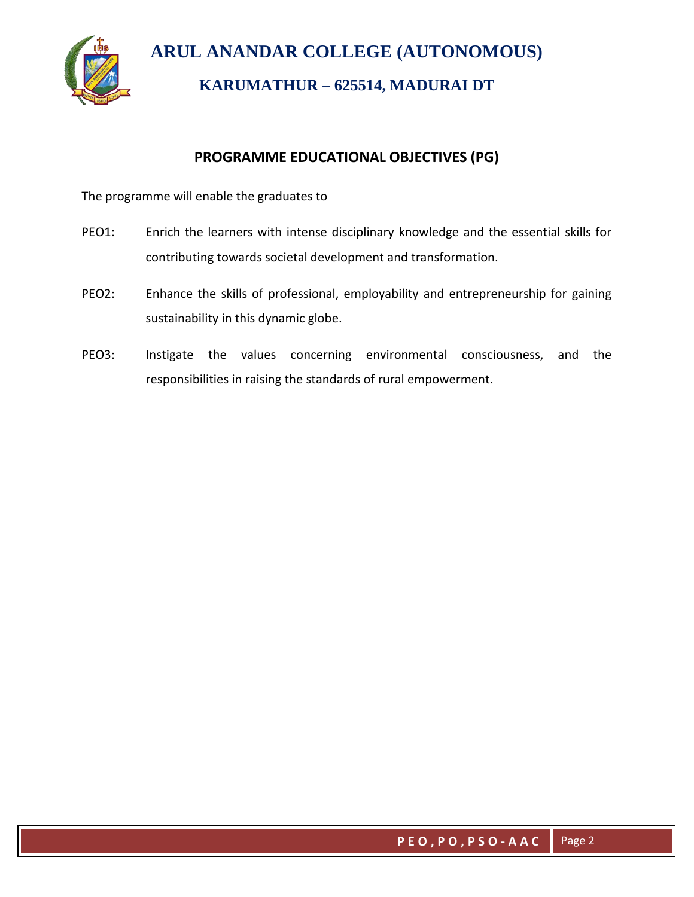# ARUL ANANDAR COLLEGE (AUTONOMOUS)

## KARUMATHUR – 625514, MADURAI DT

### PROGRAMME EDUCATIONAL OBJECTIVES (PG)

The programme will enable the graduates to

PEO1: Enrich the learners with intense disciplinary knowledge and the essential skills for contributing towards societal development and transformation.

PEO2: Enhance the skills of professional, employability and entrepreneurship for gaining sustainability in this dynamic globe.

PEO3: Instigate the values concerning environmental consciousness, and the responsibilities in raising the standards of rural empowerment.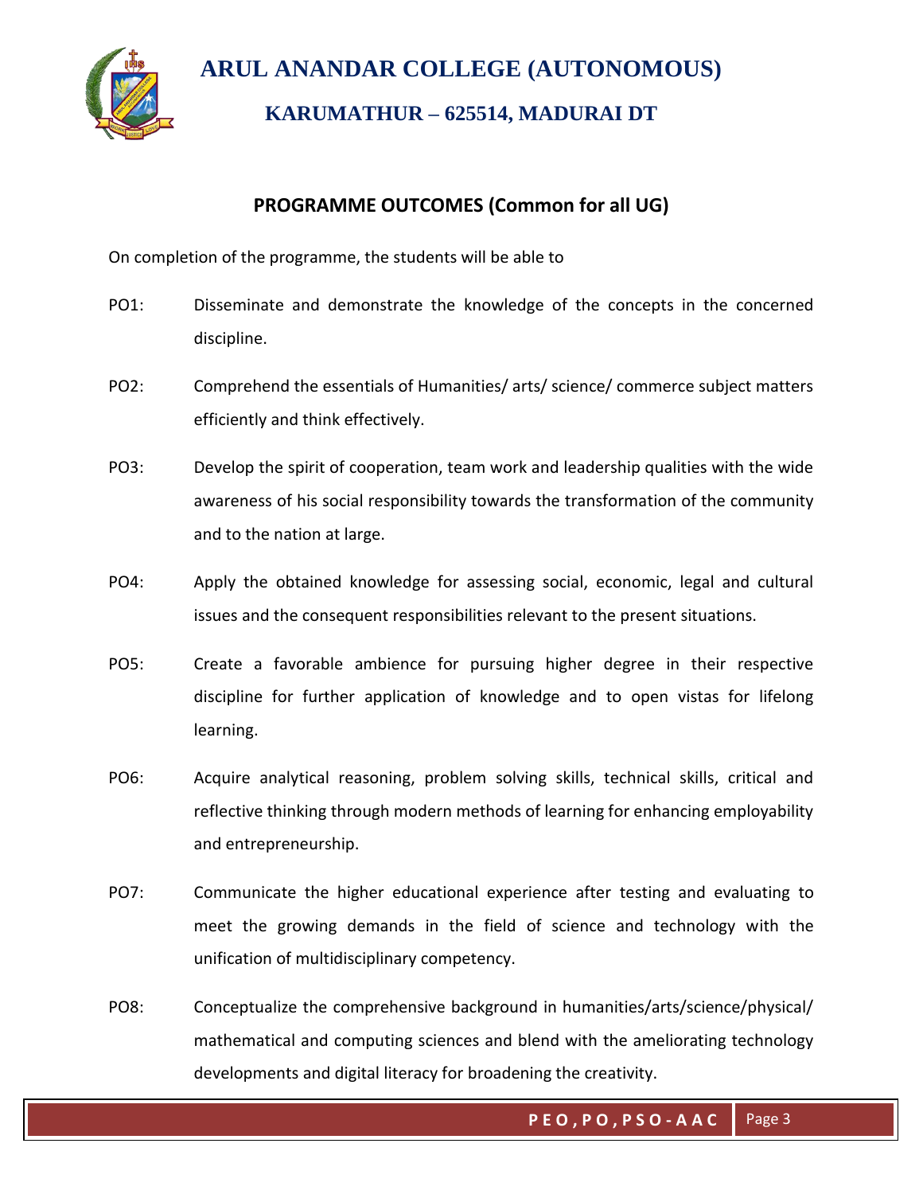# ARUL ANANDAR COLLEGE (AUTONOMOUS)

## KARUMATHUR – 625514, MADURAI DT

### PROGRAMME OUTCOMES (Common for all UG)

On completion of the programme, the students will be able to

PO1: Disseminate and demonstrate the knowledge of the concepts in the concerned discipline.

PO2: Comprehend the essentials of Humanities/ arts/ science/ commerce subject matters efficiently and think effectively.

PO3: Develop the spirit of cooperation, team work and leadership qualities with the wide awareness of his social responsibility towards the transformation of the community and to the nation at large.

PO4: Apply the obtained knowledge for assessing social, economic, legal and cultural issues and the consequent responsibilities relevant to the present situations.

PO5: Create a favorable ambience for pursuing higher degree in their respective discipline for further application of knowledge and to open vistas for lifelong learning.

PO6: Acquire analytical reasoning, problem solving skills, technical skills, critical and reflective thinking through modern methods of learning for enhancing employability and entrepreneurship.

PO7: Communicate the higher educational experience after testing and evaluating to meet the growing demands in the field of science and technology with the unification of multidisciplinary competency.

PO8: Conceptualize the comprehensive background in humanities/arts/science/physical/ mathematical and computing sciences and blend with the ameliorating technology developments and digital literacy for broadening the creativity.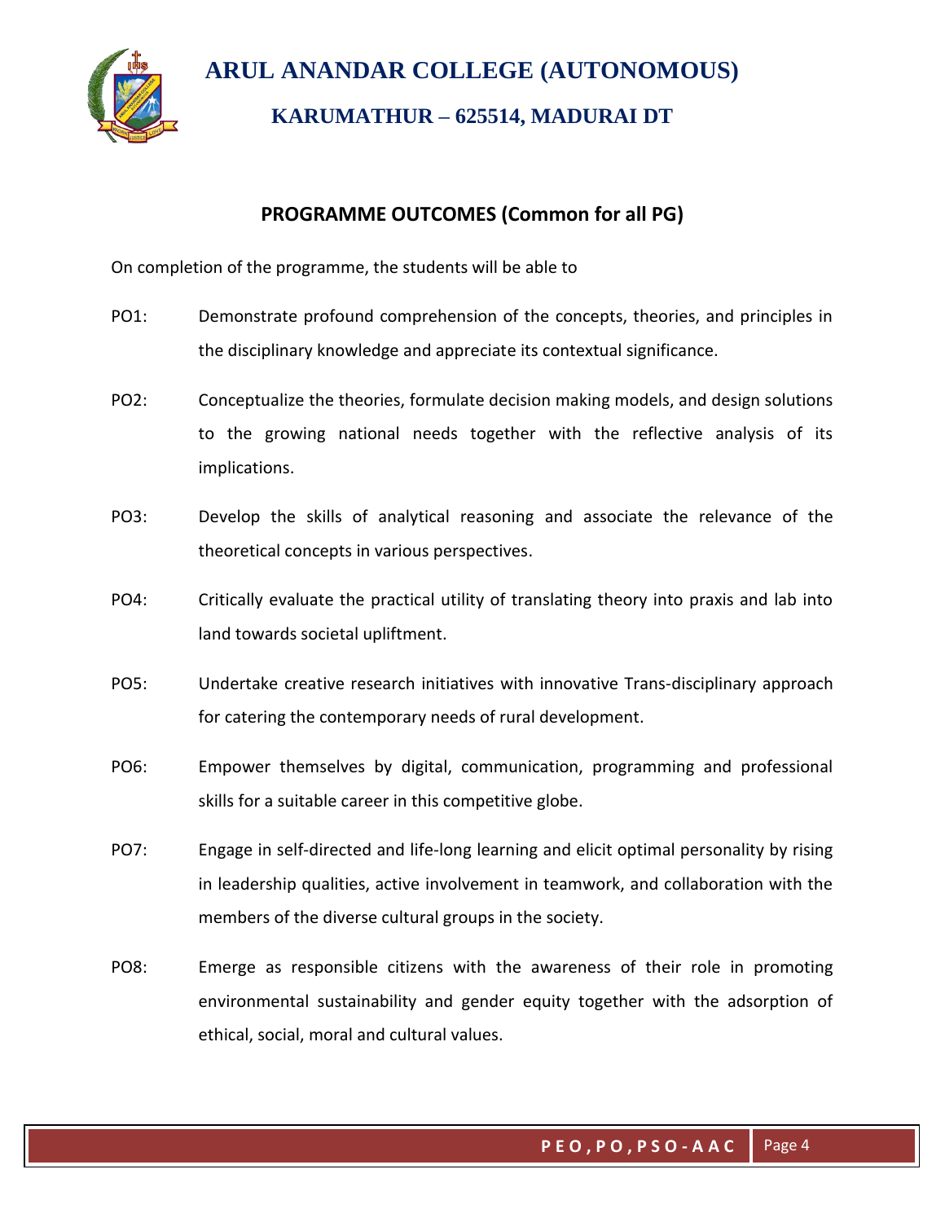# ARUL ANANDAR COLLEGE (AUTONOMOUS)

## KARUMATHUR – 625514, MADURAI DT

### PROGRAMME OUTCOMES (Common for all PG)

On completion of the programme, the students will be able to

PO1: Demonstrate profound comprehension of the concepts, theories, and principles in the disciplinary knowledge and appreciate its contextual significance.

PO2: Conceptualize the theories, formulate decision making models, and design solutions to the growing national needs together with the reflective analysis of its implications.

PO3: Develop the skills of analytical reasoning and associate the relevance of the theoretical concepts in various perspectives.

PO4: Critically evaluate the practical utility of translating theory into praxis and lab into land towards societal upliftment.

PO5: Undertake creative research initiatives with innovative Trans-disciplinary approach for catering the contemporary needs of rural development.

PO6: Empower themselves by digital, communication, programming and professional skills for a suitable career in this competitive globe.

PO7: Engage in self-directed and life-long learning and elicit optimal personality by rising in leadership qualities, active involvement in teamwork, and collaboration with the members of the diverse cultural groups in the society.

PO8: Emerge as responsible citizens with the awareness of their role in promoting environmental sustainability and gender equity together with the adsorption of ethical, social, moral and cultural values.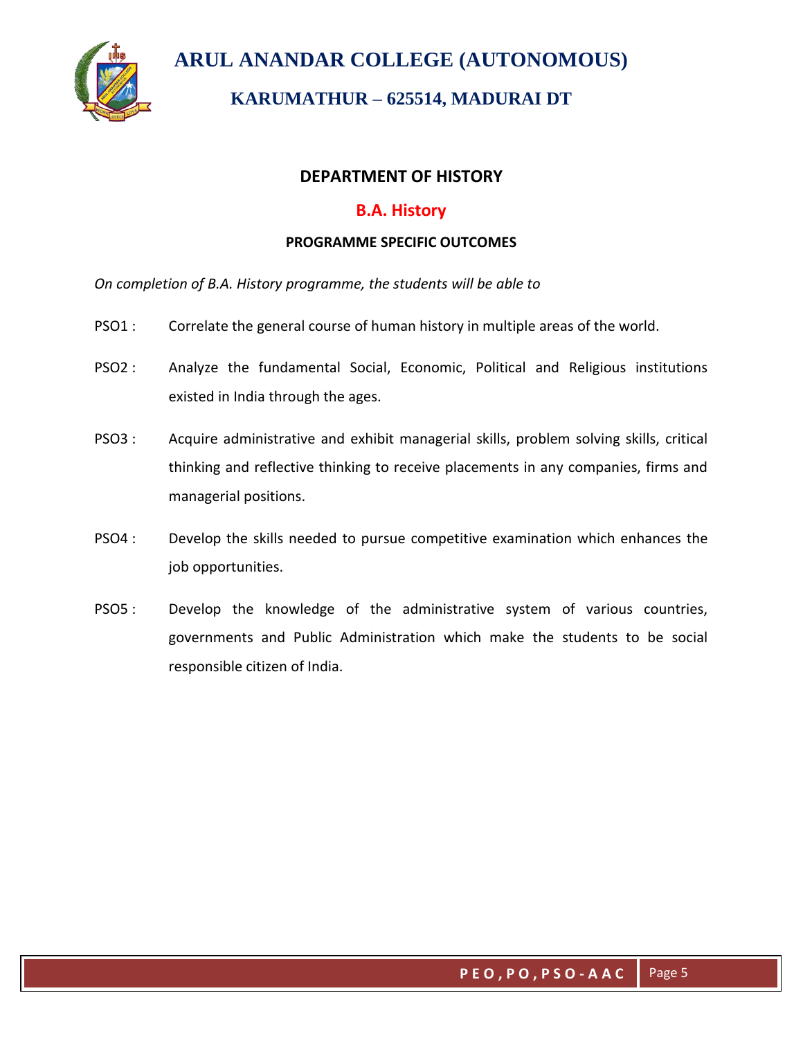# ARUL ANANDAR COLLEGE (AUTONOMOUS)

## KARUMATHUR – 625514, MADURAI DT

### DEPARTMENT OF HISTORY

### B.A. History

**PROGRAMME SPECIFIC OUTCOMES**

*On completion of B.A. History programme, the students will be able to*

PSO1 : Correlate the general course of human history in multiple areas of the world.

PSO2 : Analyze the fundamental Social, Economic, Political and Religious institutions existed in India through the ages.

PSO3 : Acquire administrative and exhibit managerial skills, problem solving skills, critical thinking and reflective thinking to receive placements in any companies, firms and managerial positions.

PSO4 : Develop the skills needed to pursue competitive examination which enhances the job opportunities.

PSO5 : Develop the knowledge of the administrative system of various countries, governments and Public Administration which make the students to be social responsible citizen of India.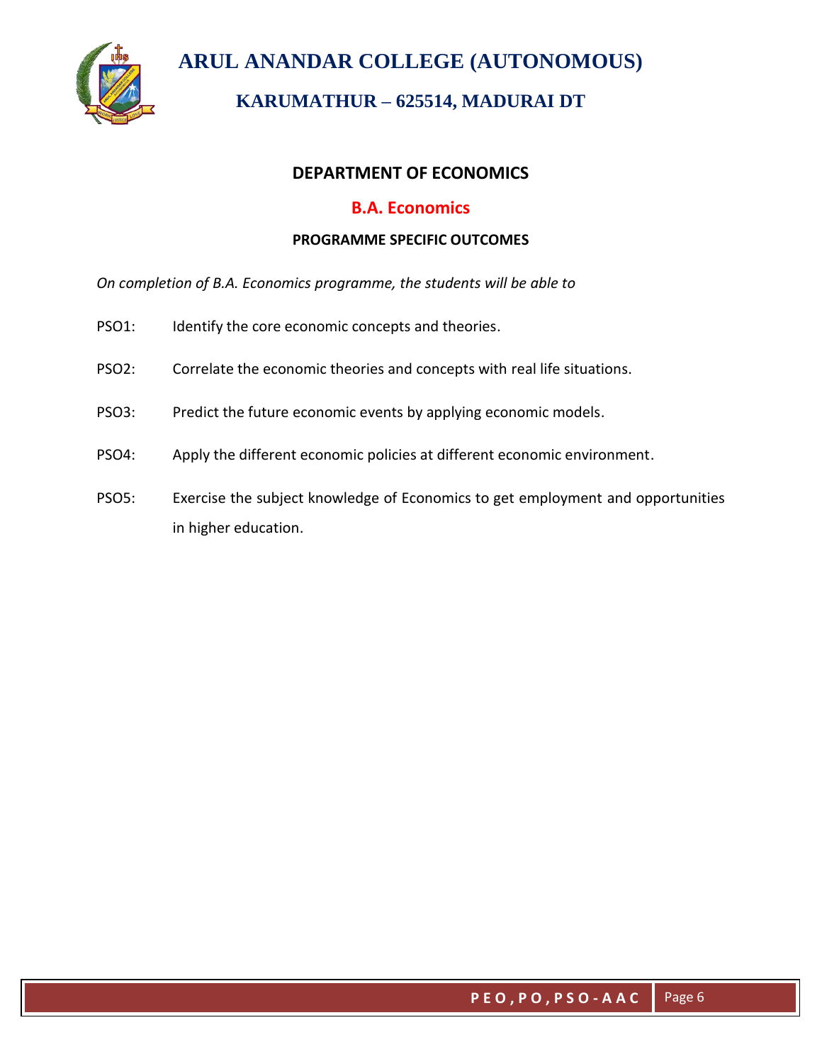# ARUL ANANDAR COLLEGE (AUTONOMOUS)

## KARUMATHUR – 625514, MADURAI DT

### DEPARTMENT OF ECONOMICS

### B.A. Economics

#### PROGRAMME SPECIFIC OUTCOMES

*On completion of B.A. Economics programme, the students will be able to*

PSO1: Identify the core economic concepts and theories.

PSO2: Correlate the economic theories and concepts with real life situations.

PSO3: Predict the future economic events by applying economic models.

PSO4: Apply the different economic policies at different economic environment.

PSO5: Exercise the subject knowledge of Economics to get employment and opportunities in higher education.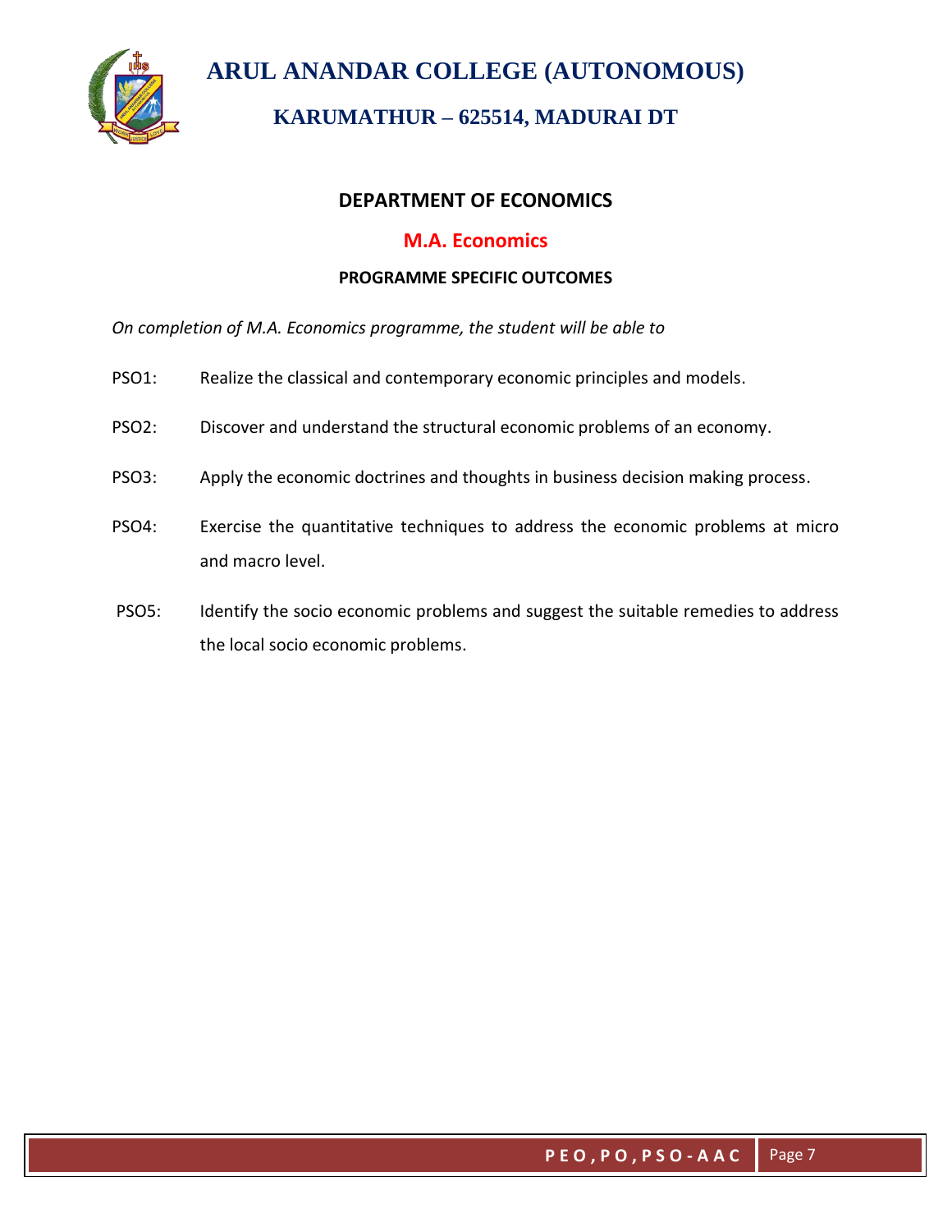# ARUL ANANDAR COLLEGE (AUTONOMOUS)

## KARUMATHUR – 625514, MADURAI DT

### DEPARTMENT OF ECONOMICS

### M.A. Economics

#### PROGRAMME SPECIFIC OUTCOMES

*On completion of M.A. Economics programme, the student will be able to*

PSO1: Realize the classical and contemporary economic principles and models.

PSO2: Discover and understand the structural economic problems of an economy.

PSO3: Apply the economic doctrines and thoughts in business decision making process.

PSO4: Exercise the quantitative techniques to address the economic problems at micro and macro level.

PSO5: Identify the socio economic problems and suggest the suitable remedies to address the local socio economic problems.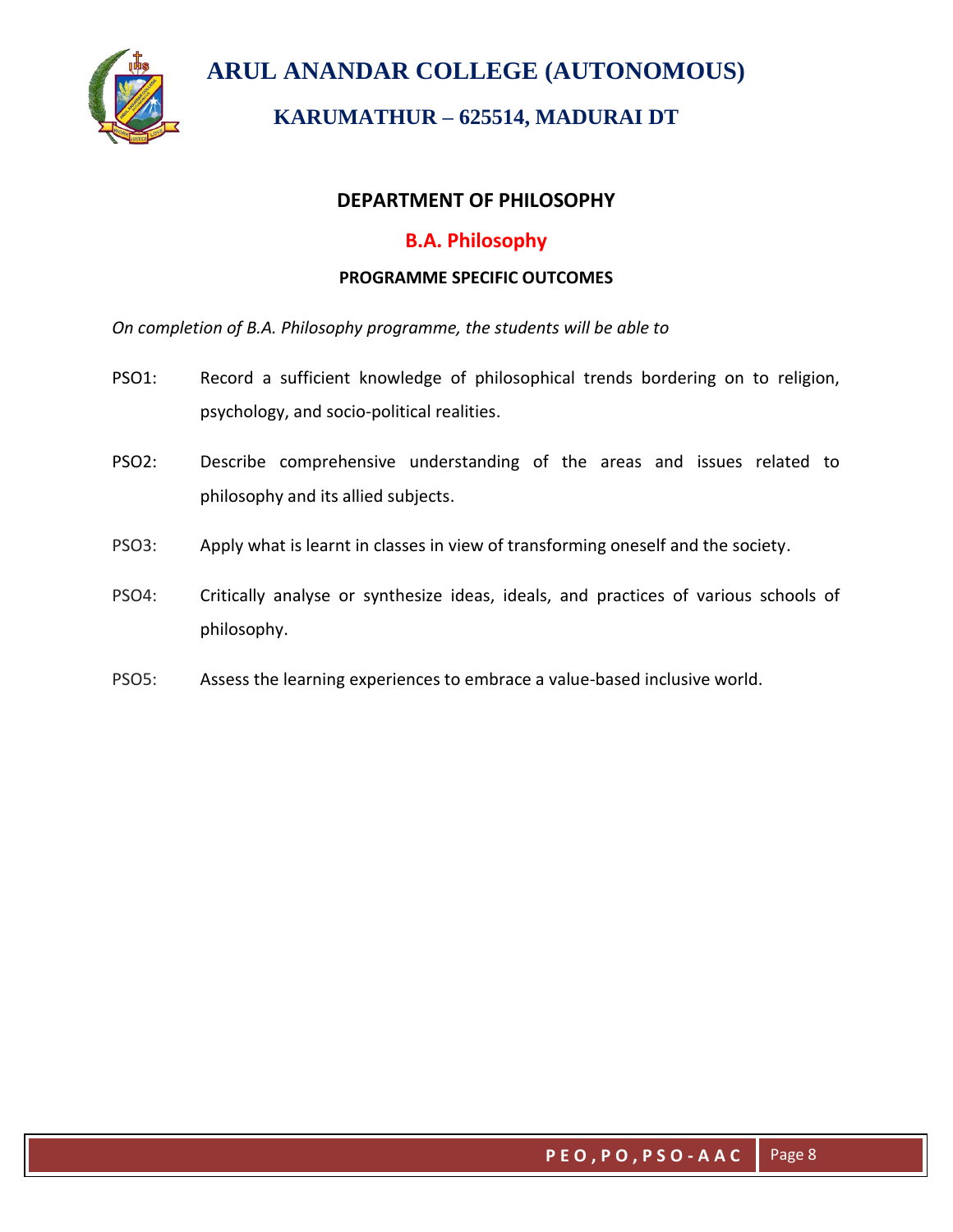# ARUL ANANDAR COLLEGE (AUTONOMOUS)

## KARUMATHUR – 625514, MADURAI DT

### DEPARTMENT OF PHILOSOPHY

### B.A. Philosophy

#### PROGRAMME SPECIFIC OUTCOMES

*On completion of B.A. Philosophy programme, the students will be able to*

PSO1: Record a sufficient knowledge of philosophical trends bordering on to religion, psychology, and socio-political realities.

PSO2: Describe comprehensive understanding of the areas and issues related to philosophy and its allied subjects.

PSO3: Apply what is learnt in classes in view of transforming oneself and the society.

PSO4: Critically analyse or synthesize ideas, ideals, and practices of various schools of philosophy.

PSO5: Assess the learning experiences to embrace a value-based inclusive world.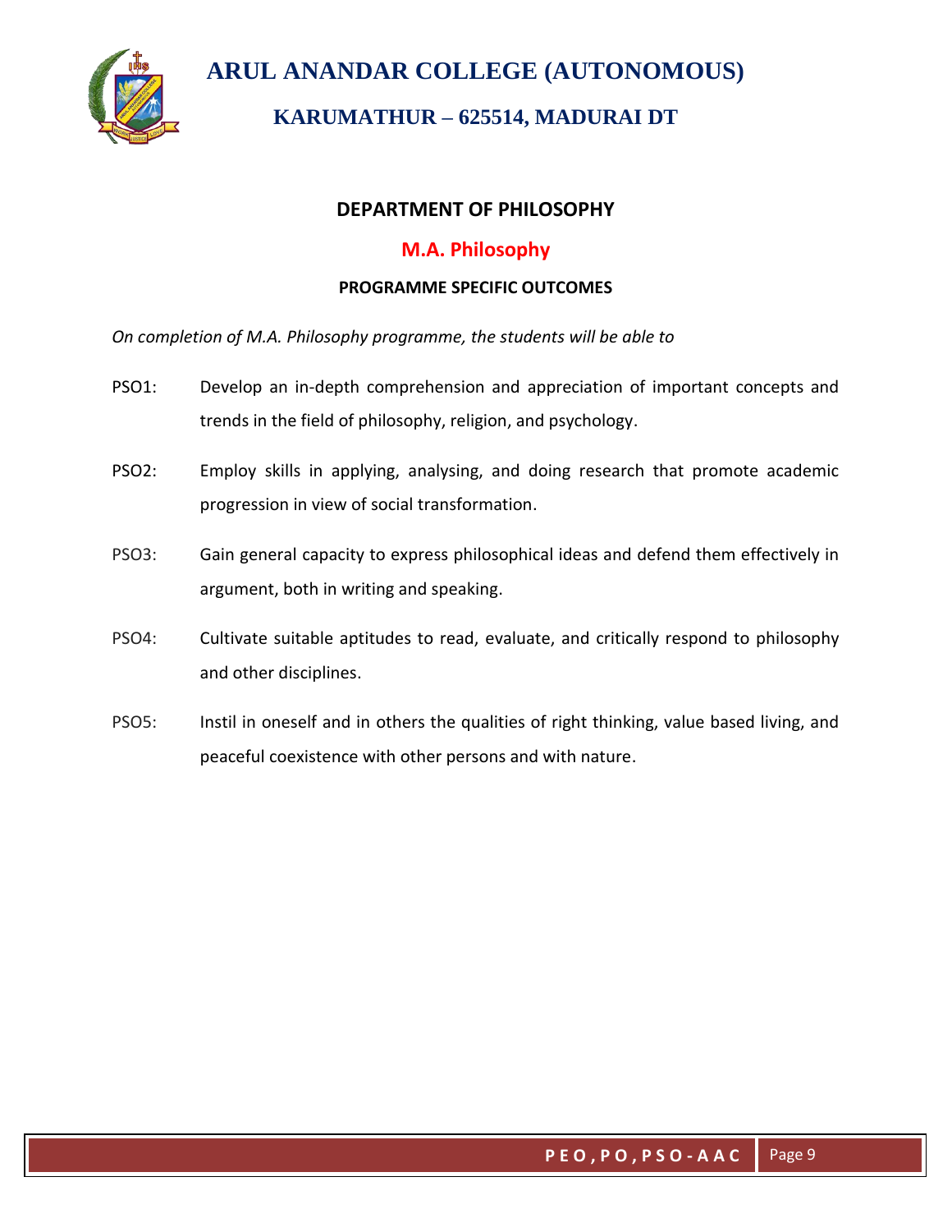# ARUL ANANDAR COLLEGE (AUTONOMOUS)

## KARUMATHUR – 625514, MADURAI DT

### DEPARTMENT OF PHILOSOPHY

### M.A. Philosophy

#### PROGRAMME SPECIFIC OUTCOMES

*On completion of M.A. Philosophy programme, the students will be able to*

PSO1: Develop an in-depth comprehension and appreciation of important concepts and trends in the field of philosophy, religion, and psychology.

PSO2: Employ skills in applying, analysing, and doing research that promote academic progression in view of social transformation.

PSO3: Gain general capacity to express philosophical ideas and defend them effectively in argument, both in writing and speaking.

PSO4: Cultivate suitable aptitudes to read, evaluate, and critically respond to philosophy and other disciplines.

PSO5: Instil in oneself and in others the qualities of right thinking, value based living, and peaceful coexistence with other persons and with nature.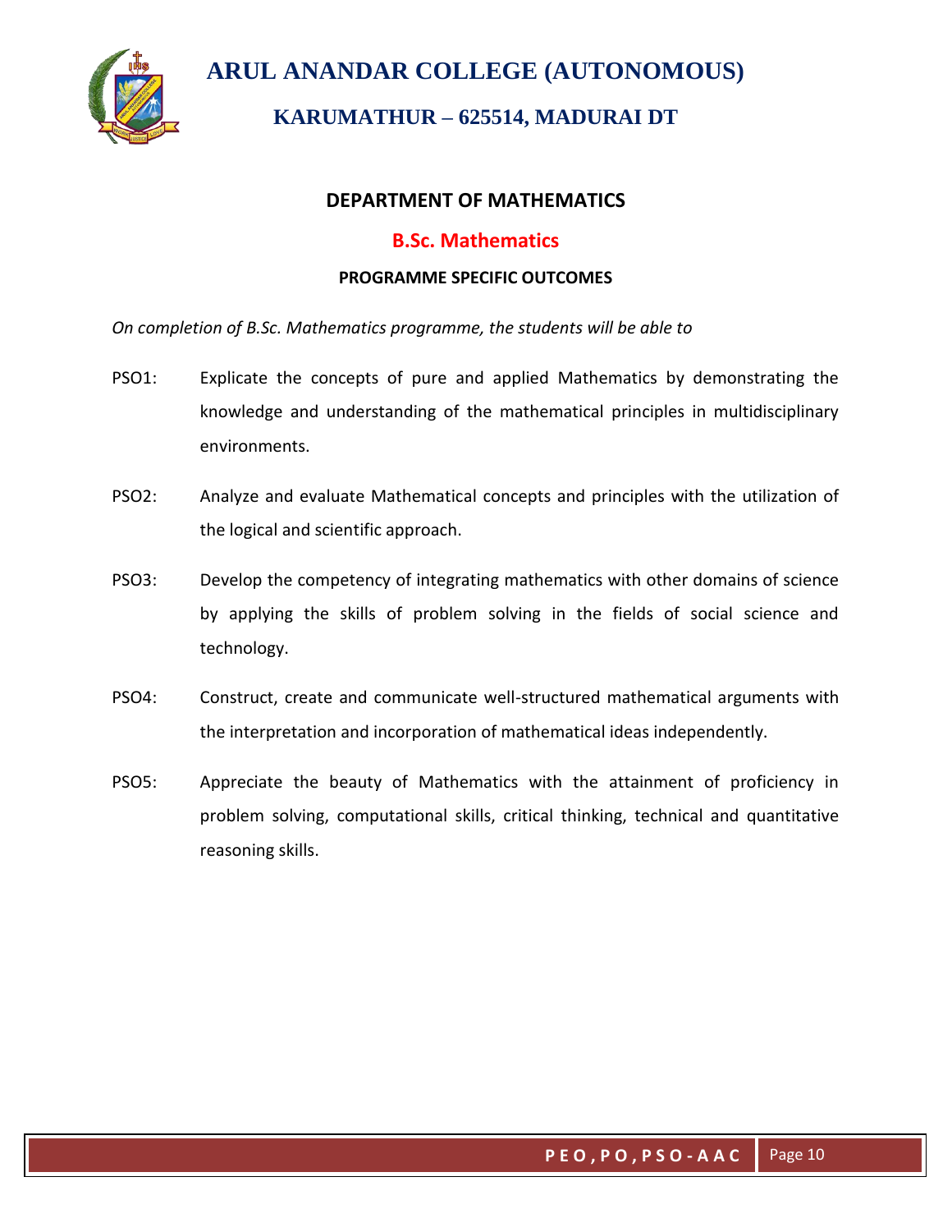# ARUL ANANDAR COLLEGE (AUTONOMOUS)

## KARUMATHUR – 625514, MADURAI DT

### DEPARTMENT OF MATHEMATICS

### B.Sc. Mathematics

#### PROGRAMME SPECIFIC OUTCOMES

*On completion of B.Sc. Mathematics programme, the students will be able to*

PSO1: Explicate the concepts of pure and applied Mathematics by demonstrating the knowledge and understanding of the mathematical principles in multidisciplinary environments.

PSO2: Analyze and evaluate Mathematical concepts and principles with the utilization of the logical and scientific approach.

PSO3: Develop the competency of integrating mathematics with other domains of science by applying the skills of problem solving in the fields of social science and technology.

PSO4: Construct, create and communicate well-structured mathematical arguments with the interpretation and incorporation of mathematical ideas independently.

PSO5: Appreciate the beauty of Mathematics with the attainment of proficiency in problem solving, computational skills, critical thinking, technical and quantitative reasoning skills.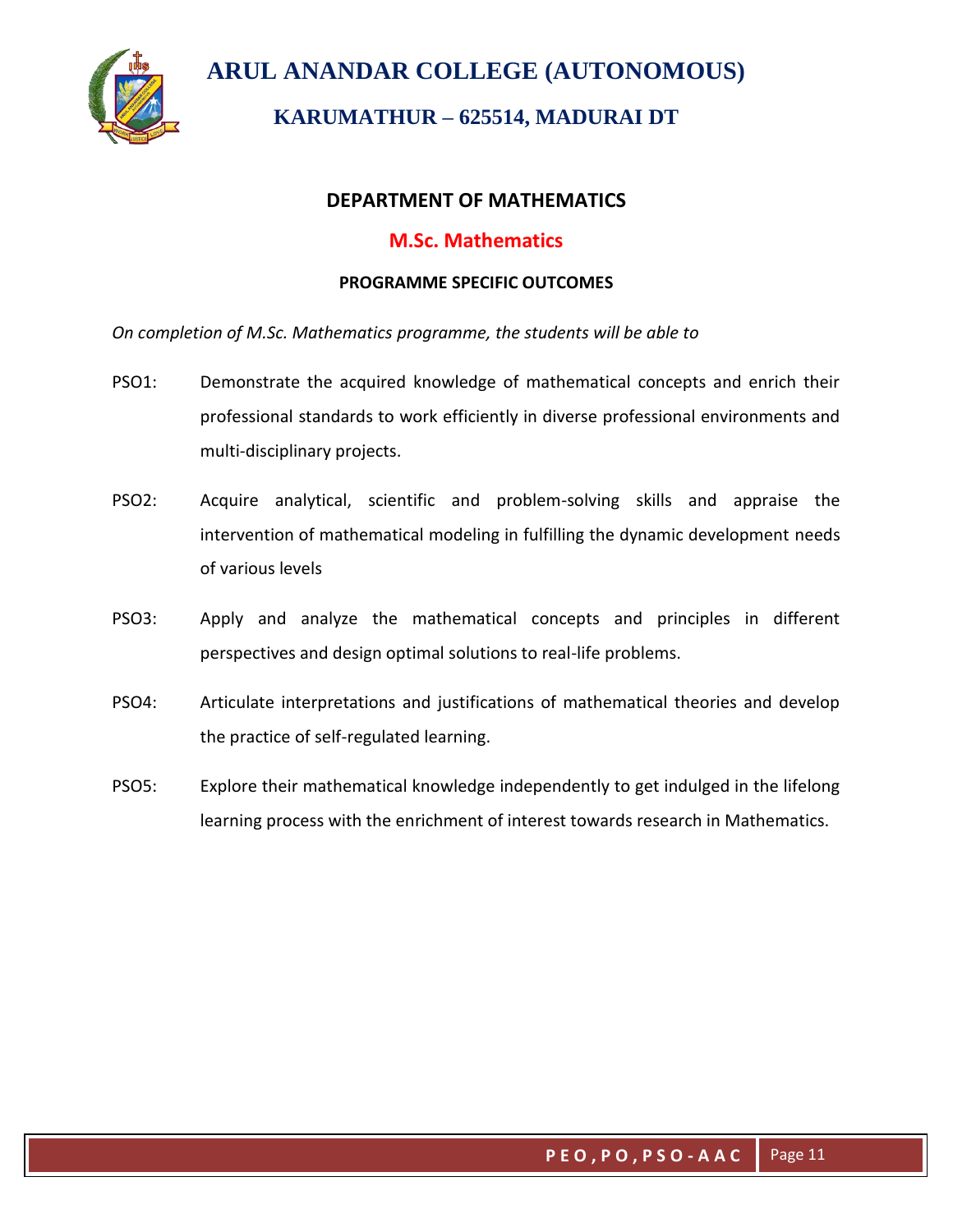# ARUL ANANDAR COLLEGE (AUTONOMOUS)

## KARUMATHUR – 625514, MADURAI DT

### DEPARTMENT OF MATHEMATICS

### M.Sc. Mathematics

#### PROGRAMME SPECIFIC OUTCOMES

*On completion of M.Sc. Mathematics programme, the students will be able to*

PSO1: Demonstrate the acquired knowledge of mathematical concepts and enrich their professional standards to work efficiently in diverse professional environments and multi-disciplinary projects.

PSO2: Acquire analytical, scientific and problem-solving skills and appraise the intervention of mathematical modeling in fulfilling the dynamic development needs of various levels

PSO3: Apply and analyze the mathematical concepts and principles in different perspectives and design optimal solutions to real-life problems.

PSO4: Articulate interpretations and justifications of mathematical theories and develop the practice of self-regulated learning.

PSO5: Explore their mathematical knowledge independently to get indulged in the lifelong learning process with the enrichment of interest towards research in Mathematics.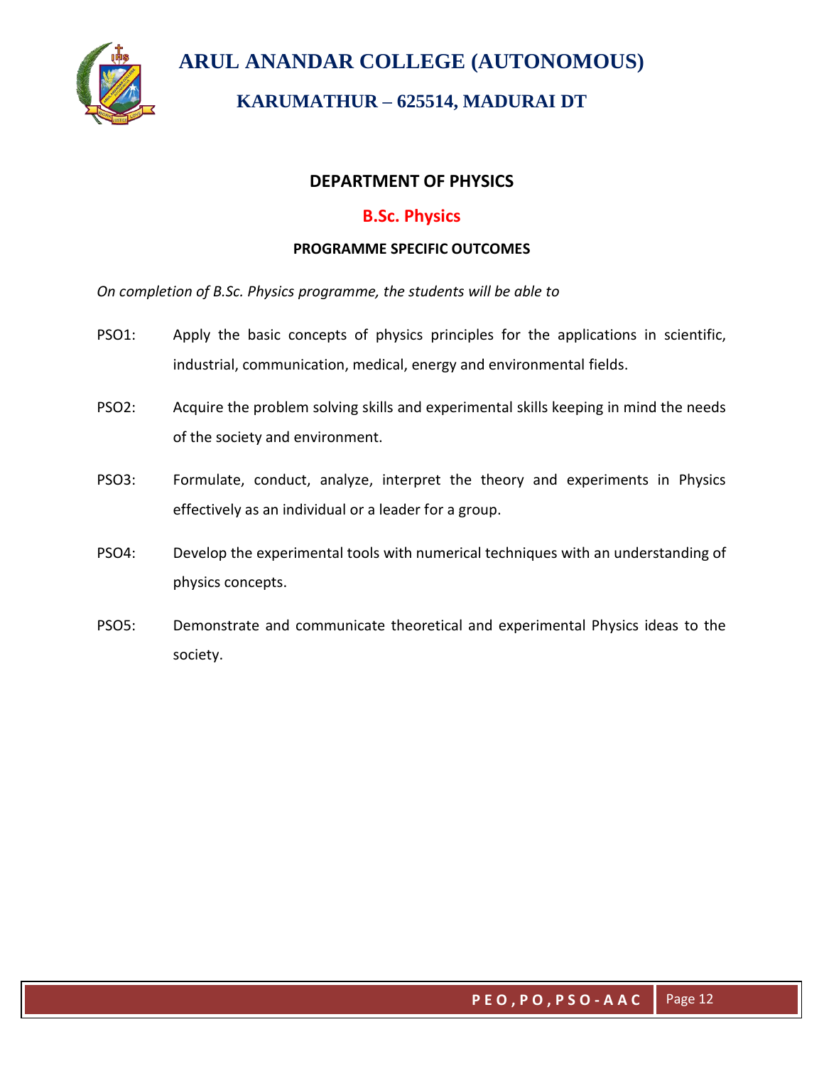# ARUL ANANDAR COLLEGE (AUTONOMOUS)

## KARUMATHUR – 625514, MADURAI DT

### DEPARTMENT OF PHYSICS

### B.Sc. Physics

#### PROGRAMME SPECIFIC OUTCOMES

*On completion of B.Sc. Physics programme, the students will be able to*

PSO1: Apply the basic concepts of physics principles for the applications in scientific, industrial, communication, medical, energy and environmental fields.

PSO2: Acquire the problem solving skills and experimental skills keeping in mind the needs of the society and environment.

PSO3: Formulate, conduct, analyze, interpret the theory and experiments in Physics effectively as an individual or a leader for a group.

PSO4: Develop the experimental tools with numerical techniques with an understanding of physics concepts.

PSO5: Demonstrate and communicate theoretical and experimental Physics ideas to the society.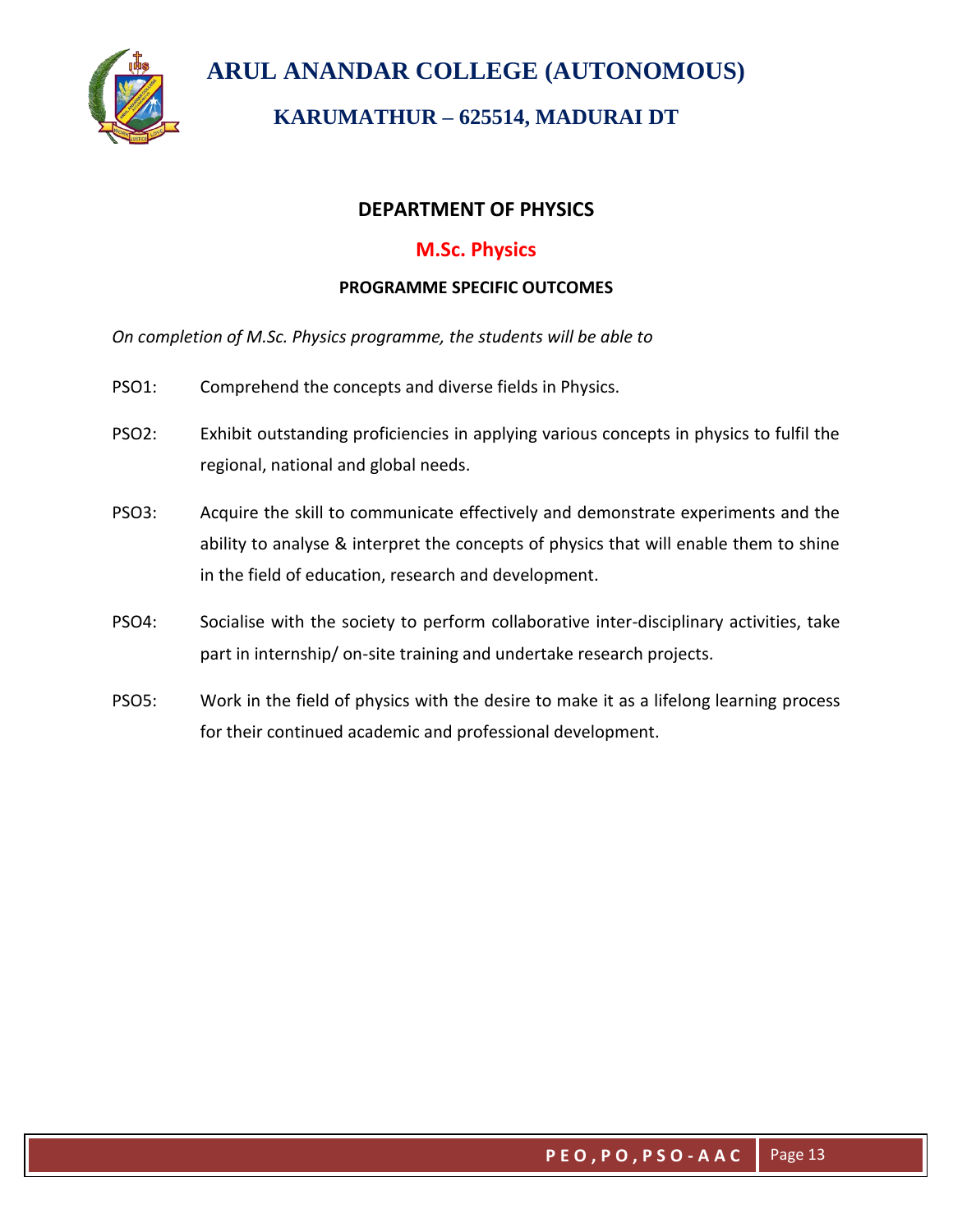# ARUL ANANDAR COLLEGE (AUTONOMOUS)

## KARUMATHUR – 625514, MADURAI DT

### DEPARTMENT OF PHYSICS

### M.Sc. Physics

**PROGRAMME SPECIFIC OUTCOMES**

*On completion of M.Sc. Physics programme, the students will be able to*

PSO1: Comprehend the concepts and diverse fields in Physics.

PSO2: Exhibit outstanding proficiencies in applying various concepts in physics to fulfil the regional, national and global needs.

PSO3: Acquire the skill to communicate effectively and demonstrate experiments and the ability to analyse & interpret the concepts of physics that will enable them to shine in the field of education, research and development.

PSO4: Socialise with the society to perform collaborative inter-disciplinary activities, take part in internship/ on-site training and undertake research projects.

PSO5: Work in the field of physics with the desire to make it as a lifelong learning process for their continued academic and professional development.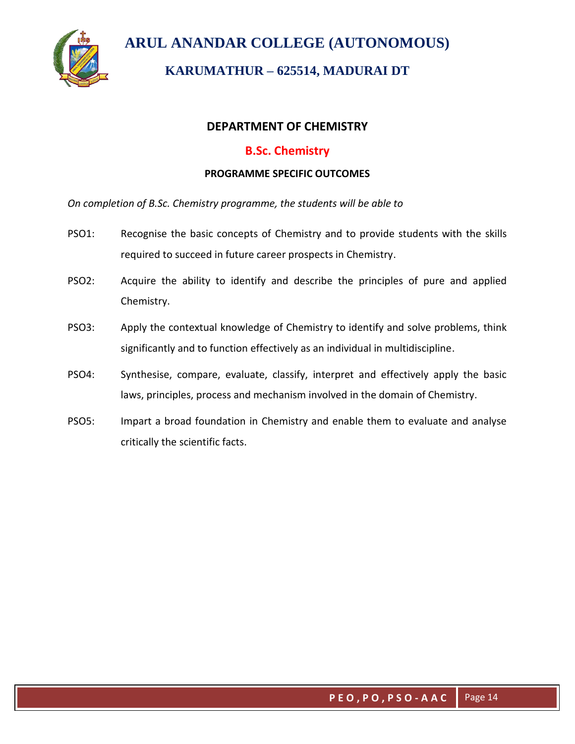# ARUL ANANDAR COLLEGE (AUTONOMOUS)

## KARUMATHUR – 625514, MADURAI DT

### DEPARTMENT OF CHEMISTRY

### B.Sc. Chemistry

#### PROGRAMME SPECIFIC OUTCOMES

*On completion of B.Sc. Chemistry programme, the students will be able to*

PSO1: Recognise the basic concepts of Chemistry and to provide students with the skills required to succeed in future career prospects in Chemistry.

PSO2: Acquire the ability to identify and describe the principles of pure and applied Chemistry.

PSO3: Apply the contextual knowledge of Chemistry to identify and solve problems, think significantly and to function effectively as an individual in multidiscipline.

PSO4: Synthesise, compare, evaluate, classify, interpret and effectively apply the basic laws, principles, process and mechanism involved in the domain of Chemistry.

PSO5: Impart a broad foundation in Chemistry and enable them to evaluate and analyse critically the scientific facts.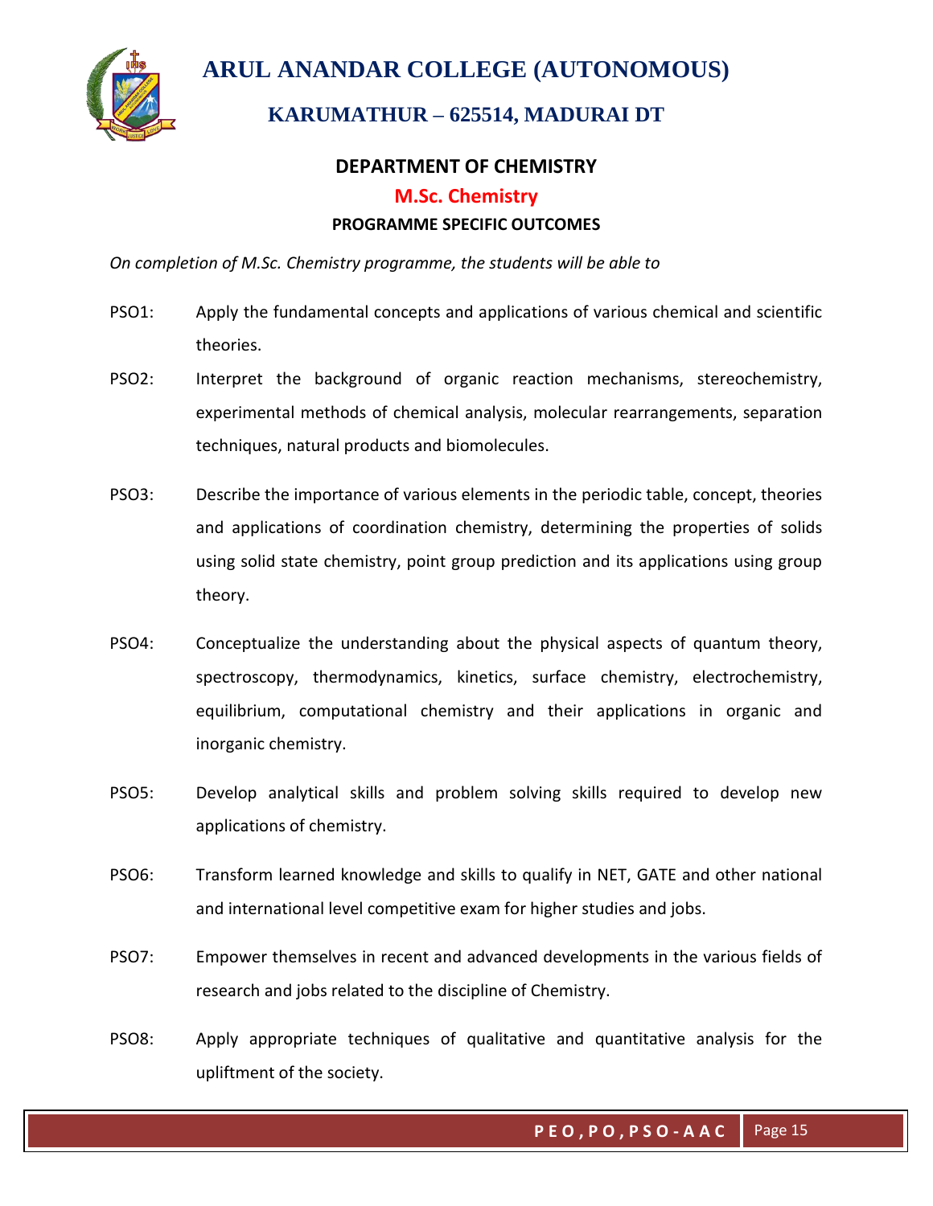# ARUL ANANDAR COLLEGE (AUTONOMOUS)

## KARUMATHUR – 625514, MADURAI DT

### DEPARTMENT OF CHEMISTRY

### M.Sc. Chemistry

#### PROGRAMME SPECIFIC OUTCOMES

*On completion of M.Sc. Chemistry programme, the students will be able to*

PSO1: Apply the fundamental concepts and applications of various chemical and scientific theories.

PSO2: Interpret the background of organic reaction mechanisms, stereochemistry, experimental methods of chemical analysis, molecular rearrangements, separation techniques, natural products and biomolecules.

PSO3: Describe the importance of various elements in the periodic table, concept, theories and applications of coordination chemistry, determining the properties of solids using solid state chemistry, point group prediction and its applications using group theory.

PSO4: Conceptualize the understanding about the physical aspects of quantum theory, spectroscopy, thermodynamics, kinetics, surface chemistry, electrochemistry, equilibrium, computational chemistry and their applications in organic and inorganic chemistry.

PSO5: Develop analytical skills and problem solving skills required to develop new applications of chemistry.

PSO6: Transform learned knowledge and skills to qualify in NET, GATE and other national and international level competitive exam for higher studies and jobs.

PSO7: Empower themselves in recent and advanced developments in the various fields of research and jobs related to the discipline of Chemistry.

PSO8: Apply appropriate techniques of qualitative and quantitative analysis for the upliftment of the society.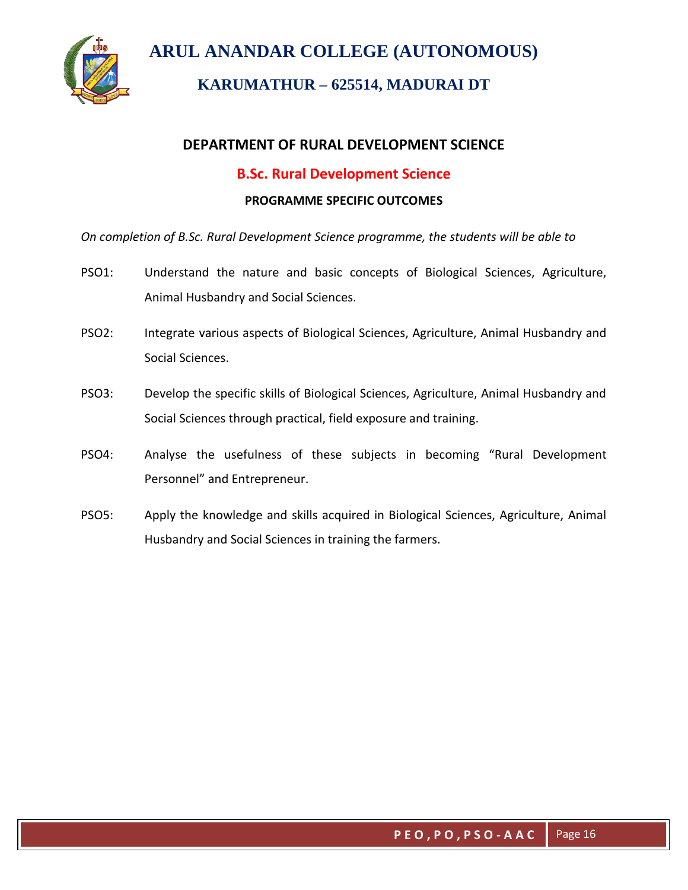# ARUL ANANDAR COLLEGE (AUTONOMOUS)

## KARUMATHUR – 625514, MADURAI DT

### DEPARTMENT OF RURAL DEVELOPMENT SCIENCE

### B.Sc. Rural Development Science

**PROGRAMME SPECIFIC OUTCOMES**

*On completion of B.Sc. Rural Development Science programme, the students will be able to*

PSO1: Understand the nature and basic concepts of Biological Sciences, Agriculture, Animal Husbandry and Social Sciences.

PSO2: Integrate various aspects of Biological Sciences, Agriculture, Animal Husbandry and Social Sciences.

PSO3: Develop the specific skills of Biological Sciences, Agriculture, Animal Husbandry and Social Sciences through practical, field exposure and training.

PSO4: Analyse the usefulness of these subjects in becoming "Rural Development Personnel" and Entrepreneur.

PSO5: Apply the knowledge and skills acquired in Biological Sciences, Agriculture, Animal Husbandry and Social Sciences in training the farmers.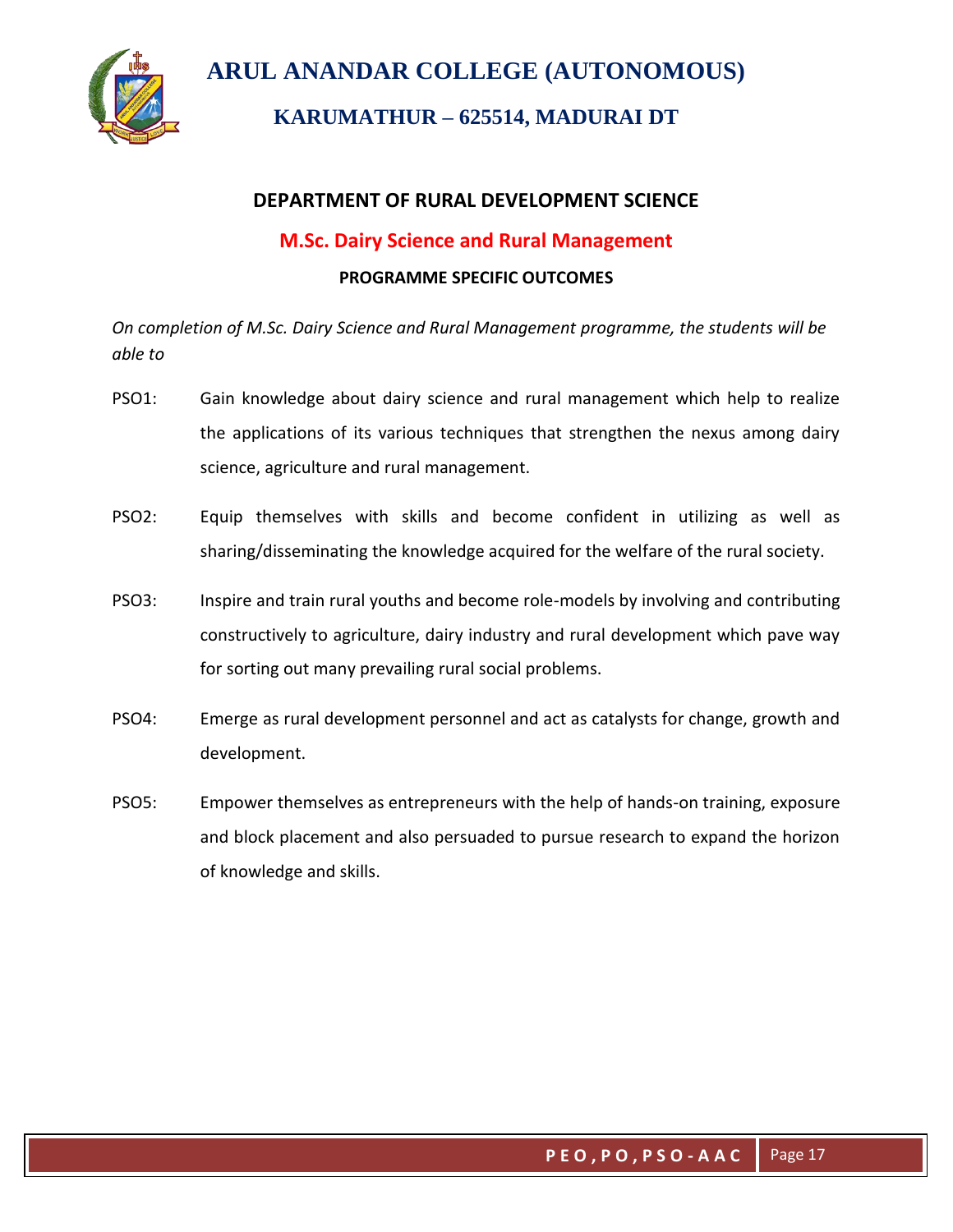# ARUL ANANDAR COLLEGE (AUTONOMOUS)

## KARUMATHUR – 625514, MADURAI DT

### DEPARTMENT OF RURAL DEVELOPMENT SCIENCE

### M.Sc. Dairy Science and Rural Management

**PROGRAMME SPECIFIC OUTCOMES**

*On completion of M.Sc. Dairy Science and Rural Management programme, the students will be able to*

PSO1: Gain knowledge about dairy science and rural management which help to realize the applications of its various techniques that strengthen the nexus among dairy science, agriculture and rural management.

PSO2: Equip themselves with skills and become confident in utilizing as well as sharing/disseminating the knowledge acquired for the welfare of the rural society.

PSO3: Inspire and train rural youths and become role-models by involving and contributing constructively to agriculture, dairy industry and rural development which pave way for sorting out many prevailing rural social problems.

PSO4: Emerge as rural development personnel and act as catalysts for change, growth and development.

PSO5: Empower themselves as entrepreneurs with the help of hands-on training, exposure and block placement and also persuaded to pursue research to expand the horizon of knowledge and skills.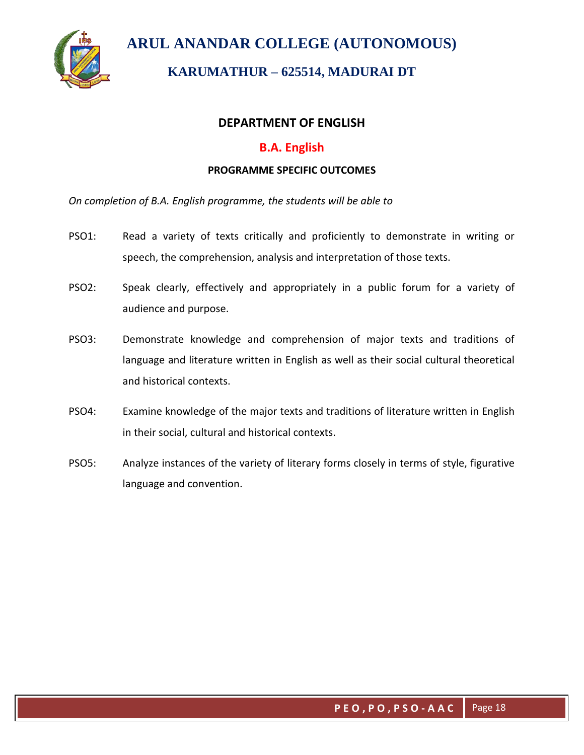# ARUL ANANDAR COLLEGE (AUTONOMOUS)

## KARUMATHUR – 625514, MADURAI DT

### DEPARTMENT OF ENGLISH

### B.A. English

**PROGRAMME SPECIFIC OUTCOMES**

*On completion of B.A. English programme, the students will be able to*

PSO1: Read a variety of texts critically and proficiently to demonstrate in writing or speech, the comprehension, analysis and interpretation of those texts.

PSO2: Speak clearly, effectively and appropriately in a public forum for a variety of audience and purpose.

PSO3: Demonstrate knowledge and comprehension of major texts and traditions of language and literature written in English as well as their social cultural theoretical and historical contexts.

PSO4: Examine knowledge of the major texts and traditions of literature written in English in their social, cultural and historical contexts.

PSO5: Analyze instances of the variety of literary forms closely in terms of style, figurative language and convention.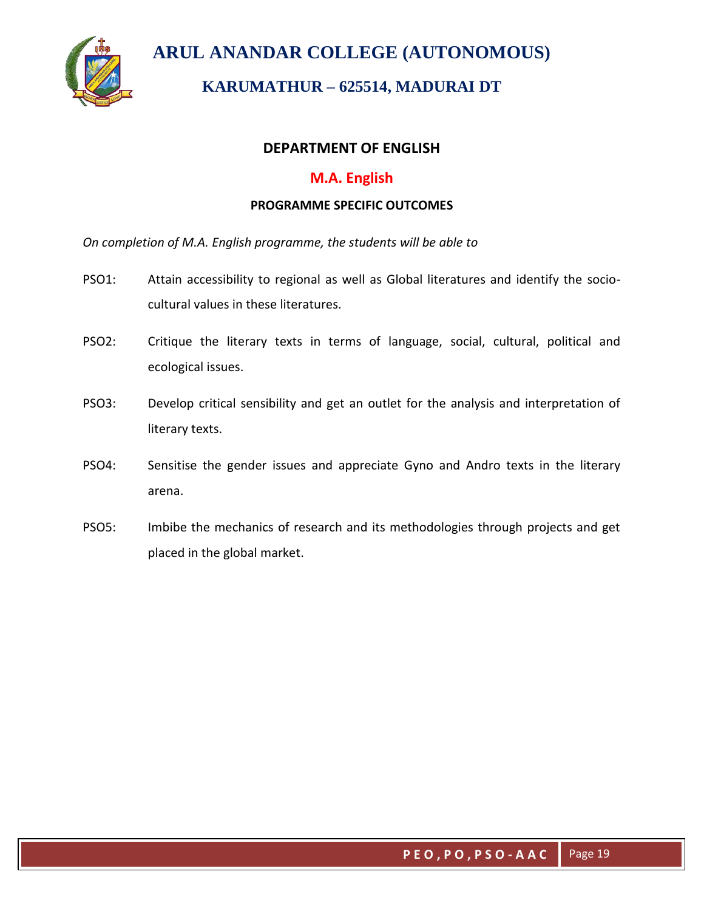# ARUL ANANDAR COLLEGE (AUTONOMOUS)

## KARUMATHUR – 625514, MADURAI DT

### DEPARTMENT OF ENGLISH

### M.A. English

**PROGRAMME SPECIFIC OUTCOMES**

*On completion of M.A. English programme, the students will be able to*

PSO1: Attain accessibility to regional as well as Global literatures and identify the socio-cultural values in these literatures.

PSO2: Critique the literary texts in terms of language, social, cultural, political and ecological issues.

PSO3: Develop critical sensibility and get an outlet for the analysis and interpretation of literary texts.

PSO4: Sensitise the gender issues and appreciate Gyno and Andro texts in the literary arena.

PSO5: Imbibe the mechanics of research and its methodologies through projects and get placed in the global market.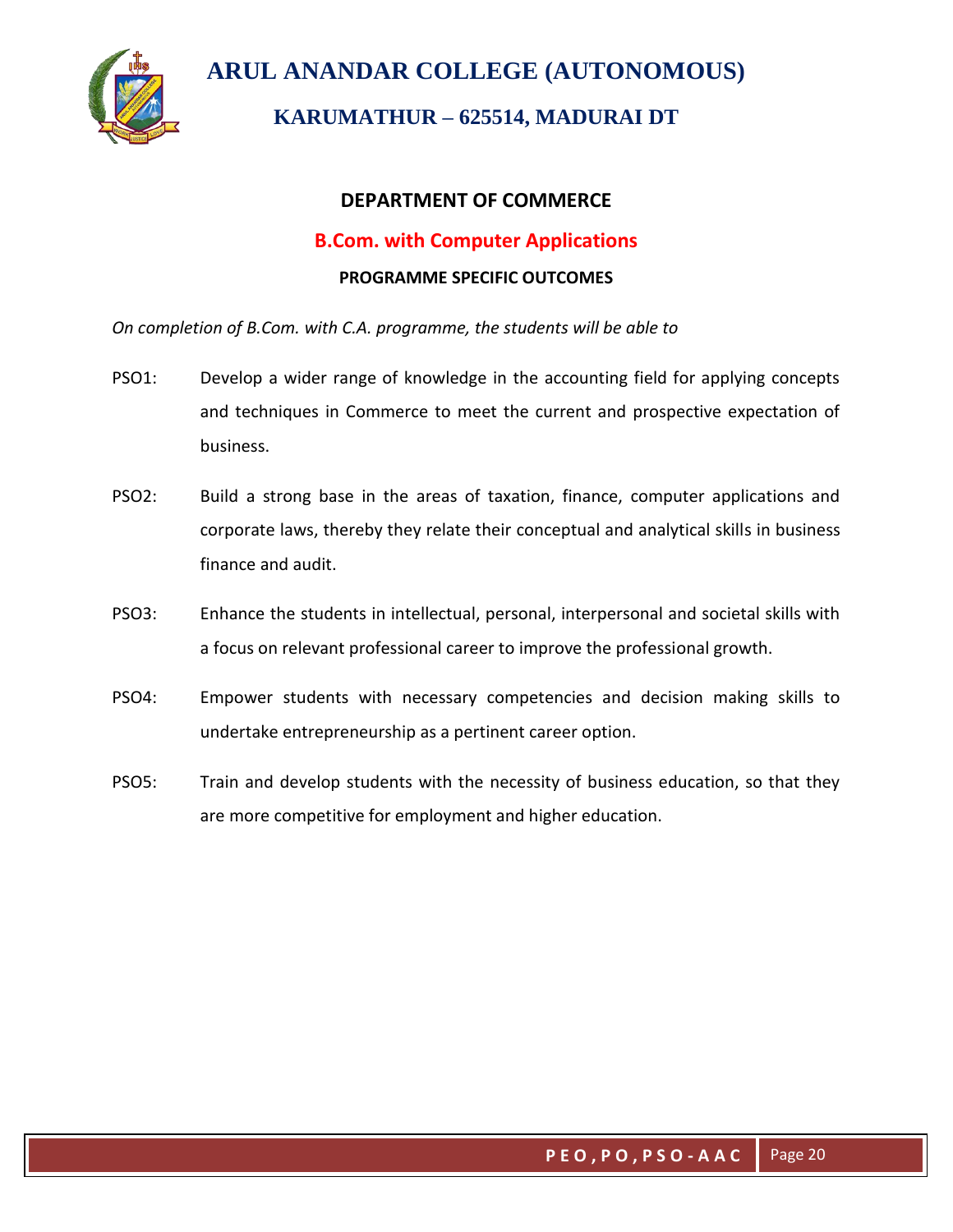# ARUL ANANDAR COLLEGE (AUTONOMOUS)

## KARUMATHUR – 625514, MADURAI DT

### DEPARTMENT OF COMMERCE

### B.Com. with Computer Applications

#### PROGRAMME SPECIFIC OUTCOMES

*On completion of B.Com. with C.A. programme, the students will be able to*

PSO1: Develop a wider range of knowledge in the accounting field for applying concepts and techniques in Commerce to meet the current and prospective expectation of business.

PSO2: Build a strong base in the areas of taxation, finance, computer applications and corporate laws, thereby they relate their conceptual and analytical skills in business finance and audit.

PSO3: Enhance the students in intellectual, personal, interpersonal and societal skills with a focus on relevant professional career to improve the professional growth.

PSO4: Empower students with necessary competencies and decision making skills to undertake entrepreneurship as a pertinent career option.

PSO5: Train and develop students with the necessity of business education, so that they are more competitive for employment and higher education.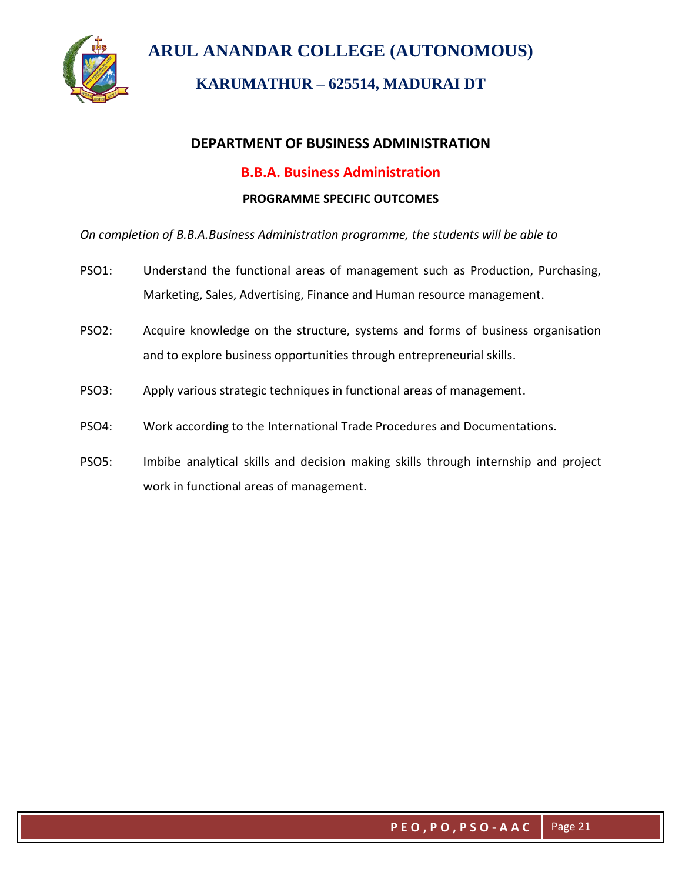# ARUL ANANDAR COLLEGE (AUTONOMOUS)

## KARUMATHUR – 625514, MADURAI DT

### DEPARTMENT OF BUSINESS ADMINISTRATION

### B.B.A. Business Administration

**PROGRAMME SPECIFIC OUTCOMES**

*On completion of B.B.A.Business Administration programme, the students will be able to*

PSO1: Understand the functional areas of management such as Production, Purchasing, Marketing, Sales, Advertising, Finance and Human resource management.

PSO2: Acquire knowledge on the structure, systems and forms of business organisation and to explore business opportunities through entrepreneurial skills.

PSO3: Apply various strategic techniques in functional areas of management.

PSO4: Work according to the International Trade Procedures and Documentations.

PSO5: Imbibe analytical skills and decision making skills through internship and project work in functional areas of management.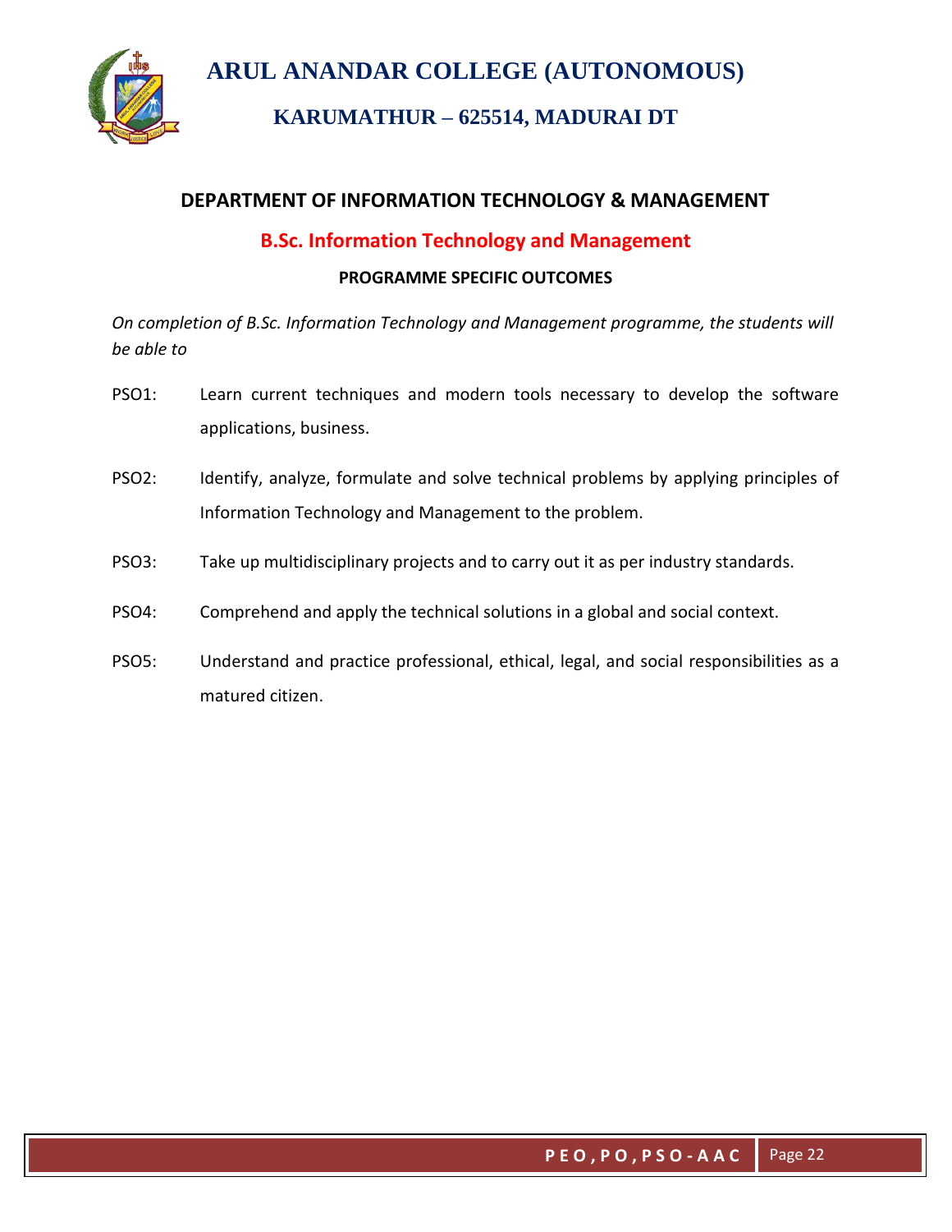# ARUL ANANDAR COLLEGE (AUTONOMOUS)

## KARUMATHUR – 625514, MADURAI DT

### DEPARTMENT OF INFORMATION TECHNOLOGY & MANAGEMENT

### B.Sc. Information Technology and Management

**PROGRAMME SPECIFIC OUTCOMES**

*On completion of B.Sc. Information Technology and Management programme, the students will be able to*

PSO1: Learn current techniques and modern tools necessary to develop the software applications, business.

PSO2: Identify, analyze, formulate and solve technical problems by applying principles of Information Technology and Management to the problem.

PSO3: Take up multidisciplinary projects and to carry out it as per industry standards.

PSO4: Comprehend and apply the technical solutions in a global and social context.

PSO5: Understand and practice professional, ethical, legal, and social responsibilities as a matured citizen.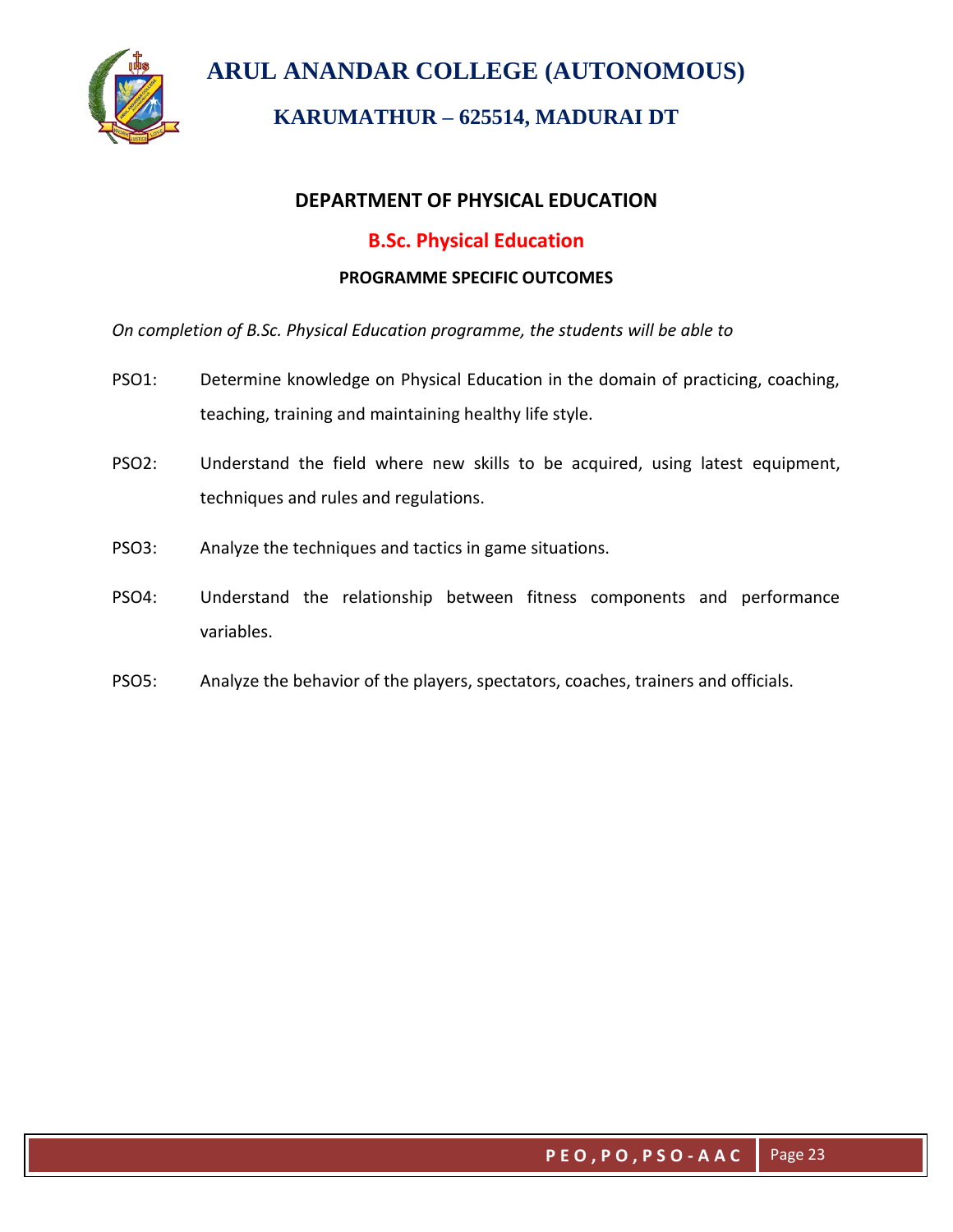# ARUL ANANDAR COLLEGE (AUTONOMOUS)

## KARUMATHUR – 625514, MADURAI DT

### DEPARTMENT OF PHYSICAL EDUCATION

### B.Sc. Physical Education

**PROGRAMME SPECIFIC OUTCOMES**

*On completion of B.Sc. Physical Education programme, the students will be able to*

PSO1: Determine knowledge on Physical Education in the domain of practicing, coaching, teaching, training and maintaining healthy life style.

PSO2: Understand the field where new skills to be acquired, using latest equipment, techniques and rules and regulations.

PSO3: Analyze the techniques and tactics in game situations.

PSO4: Understand the relationship between fitness components and performance variables.

PSO5: Analyze the behavior of the players, spectators, coaches, trainers and officials.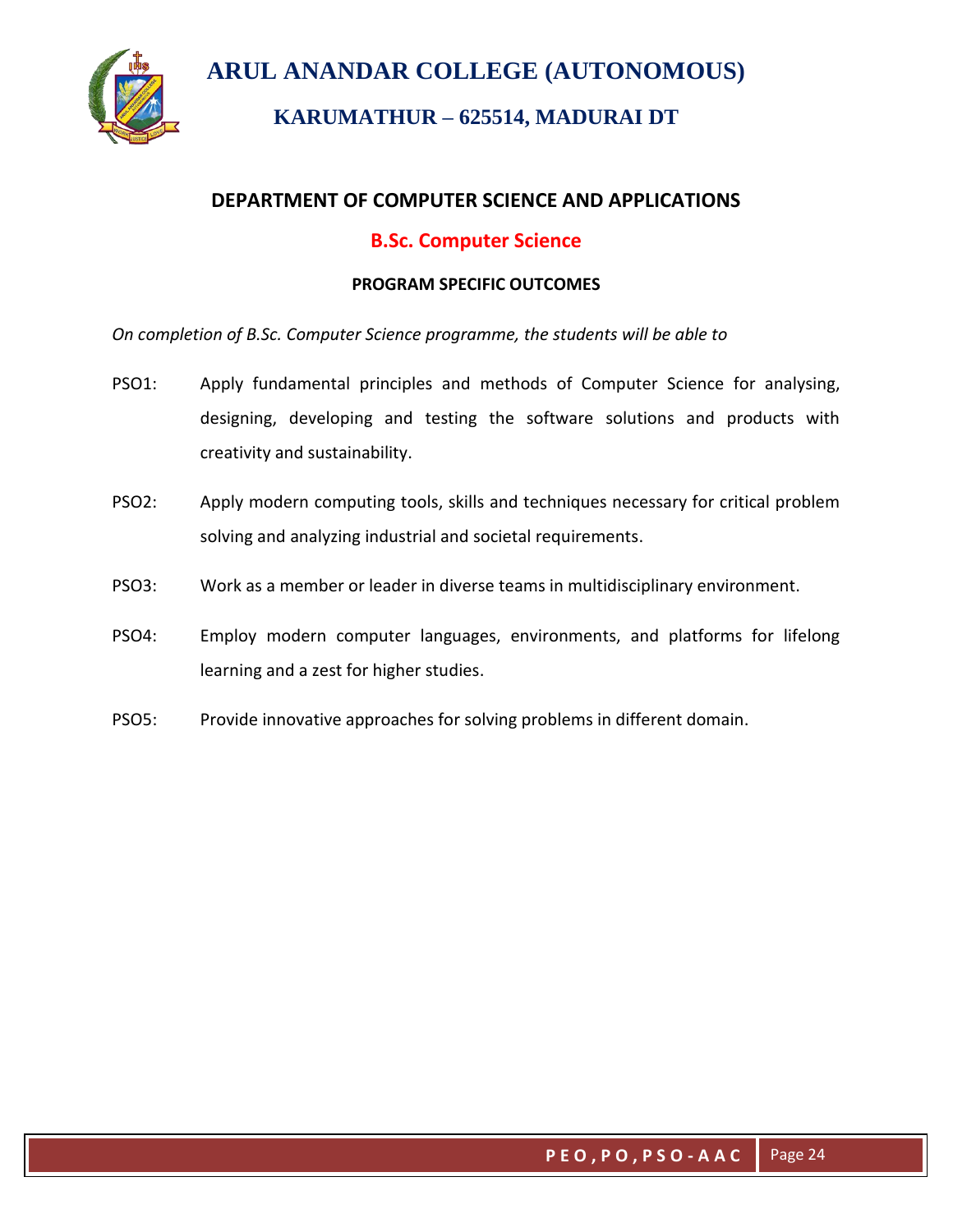# ARUL ANANDAR COLLEGE (AUTONOMOUS)

## KARUMATHUR – 625514, MADURAI DT

### DEPARTMENT OF COMPUTER SCIENCE AND APPLICATIONS

### B.Sc. Computer Science

#### PROGRAM SPECIFIC OUTCOMES

*On completion of B.Sc. Computer Science programme, the students will be able to*

PSO1: Apply fundamental principles and methods of Computer Science for analysing, designing, developing and testing the software solutions and products with creativity and sustainability.

PSO2: Apply modern computing tools, skills and techniques necessary for critical problem solving and analyzing industrial and societal requirements.

PSO3: Work as a member or leader in diverse teams in multidisciplinary environment.

PSO4: Employ modern computer languages, environments, and platforms for lifelong learning and a zest for higher studies.

PSO5: Provide innovative approaches for solving problems in different domain.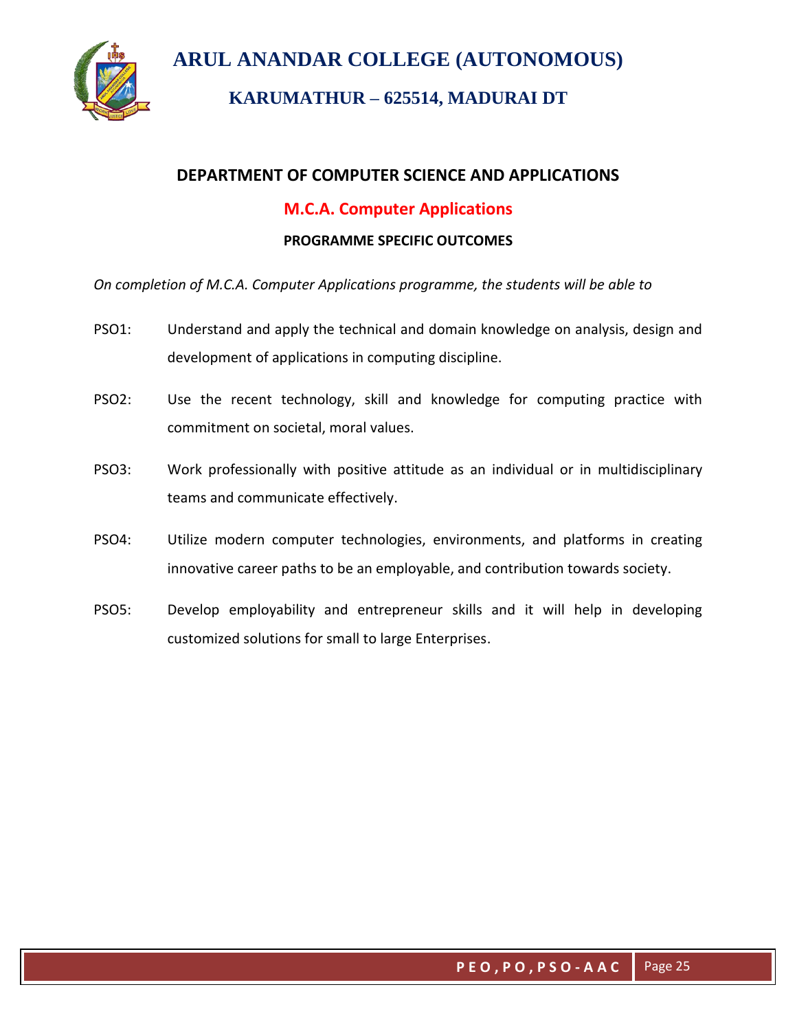# ARUL ANANDAR COLLEGE (AUTONOMOUS)

## KARUMATHUR – 625514, MADURAI DT

### DEPARTMENT OF COMPUTER SCIENCE AND APPLICATIONS

### M.C.A. Computer Applications

#### PROGRAMME SPECIFIC OUTCOMES

*On completion of M.C.A. Computer Applications programme, the students will be able to*

PSO1: Understand and apply the technical and domain knowledge on analysis, design and development of applications in computing discipline.

PSO2: Use the recent technology, skill and knowledge for computing practice with commitment on societal, moral values.

PSO3: Work professionally with positive attitude as an individual or in multidisciplinary teams and communicate effectively.

PSO4: Utilize modern computer technologies, environments, and platforms in creating innovative career paths to be an employable, and contribution towards society.

PSO5: Develop employability and entrepreneur skills and it will help in developing customized solutions for small to large Enterprises.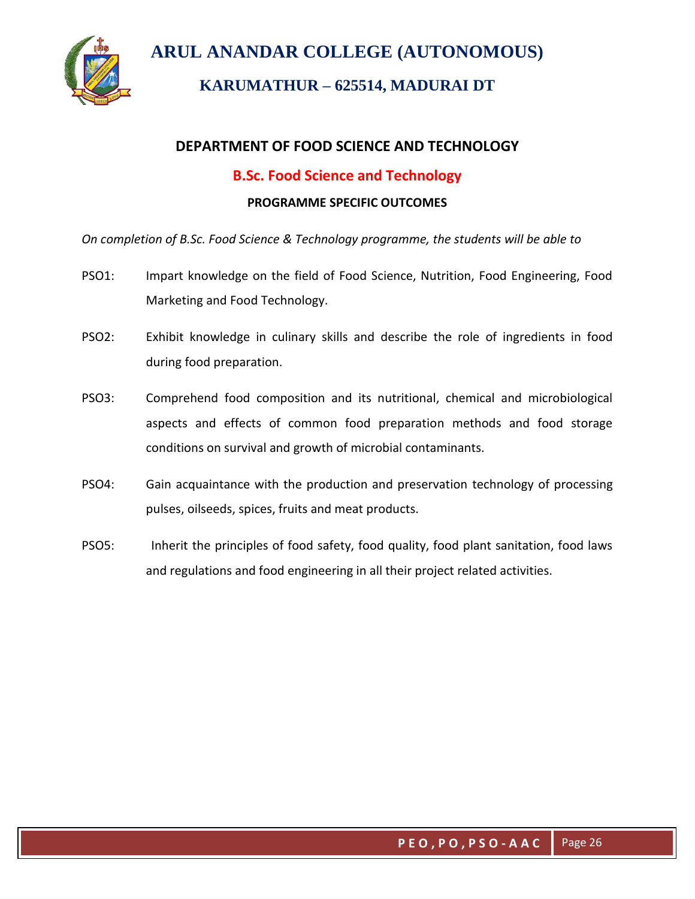# ARUL ANANDAR COLLEGE (AUTONOMOUS)

## KARUMATHUR – 625514, MADURAI DT

## DEPARTMENT OF FOOD SCIENCE AND TECHNOLOGY

### B.Sc. Food Science and Technology

#### PROGRAMME SPECIFIC OUTCOMES

*On completion of B.Sc. Food Science & Technology programme, the students will be able to*

PSO1: Impart knowledge on the field of Food Science, Nutrition, Food Engineering, Food Marketing and Food Technology.

PSO2: Exhibit knowledge in culinary skills and describe the role of ingredients in food during food preparation.

PSO3: Comprehend food composition and its nutritional, chemical and microbiological aspects and effects of common food preparation methods and food storage conditions on survival and growth of microbial contaminants.

PSO4: Gain acquaintance with the production and preservation technology of processing pulses, oilseeds, spices, fruits and meat products.

PSO5: Inherit the principles of food safety, food quality, food plant sanitation, food laws and regulations and food engineering in all their project related activities.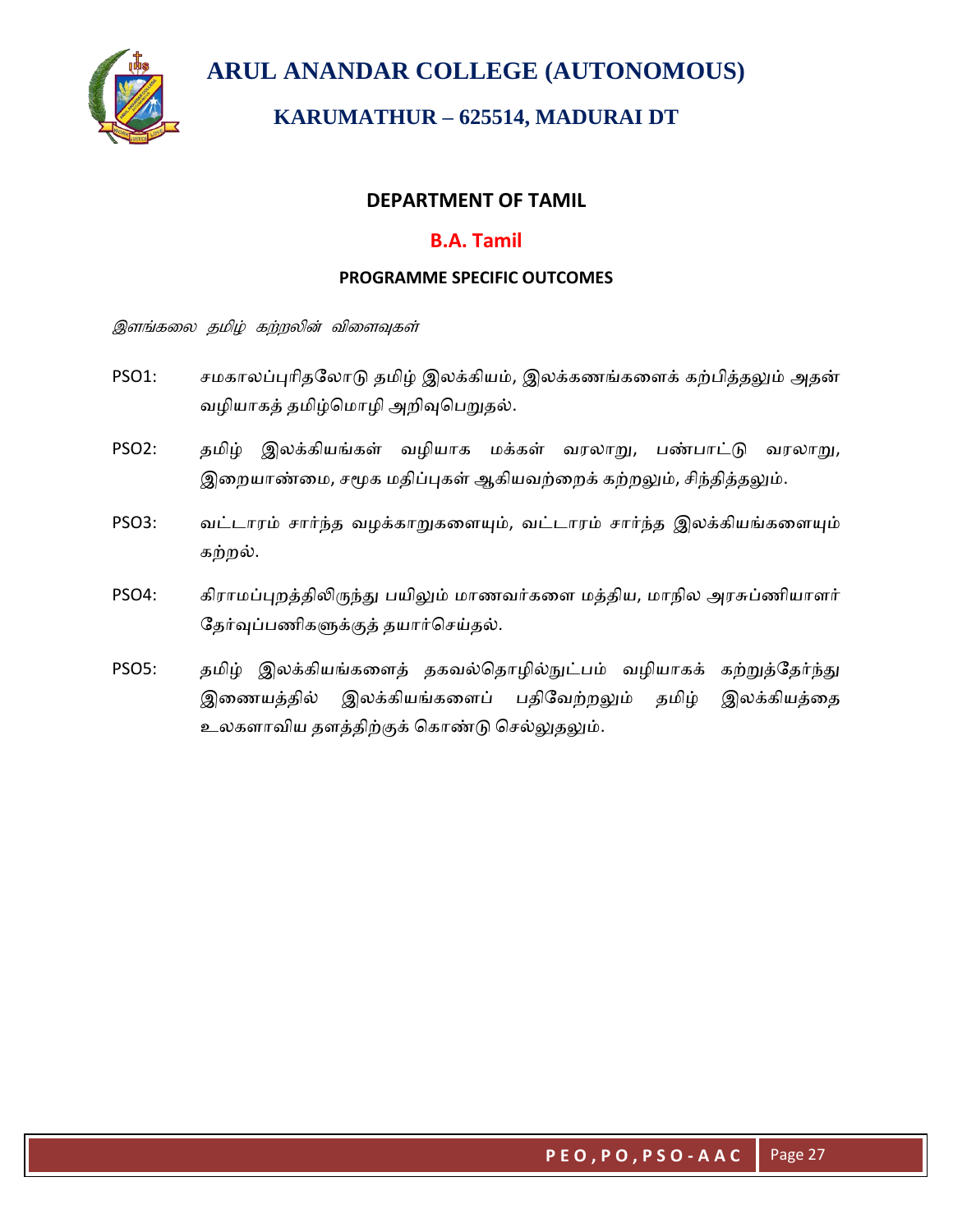# ARUL ANANDAR COLLEGE (AUTONOMOUS)

## KARUMATHUR – 625514, MADURAI DT

### DEPARTMENT OF TAMIL

### B.A. Tamil

#### PROGRAMME SPECIFIC OUTCOMES

*இளங்கலை தமிழ் கற்றலின் விளைவுகள்*

PSO1: சமகாலப்புரிதலோடு தமிழ் இலக்கியம், இலக்கணங்களைக் கற்பித்தலும் அதன் வழியாகத் தமிழ்மொழி அறிவுபெறுதல்.

PSO2: தமிழ் இலக்கியங்கள் வழியாக மக்கள் வரலாறு, பண்பாட்டு வரலாறு, இறையாண்மை, சமூக மதிப்புகள் ஆகியவற்றைக் கற்றலும், சிந்தித்தலும்.

PSO3: வட்டாரம் சார்ந்த வழக்காறுகளையும், வட்டாரம் சார்ந்த இலக்கியங்களையும் கற்றல்.

PSO4: கிராமப்புறத்திலிருந்து பயிலும் மாணவர்களை மத்திய, மாநில அரசுப்பணியாளர் தேர்வுப்பணிகளுக்குத் தயார்செய்தல்.

PSO5: தமிழ் இலக்கியங்களைத் தகவல்தொழில்நுட்பம் வழியாகக் கற்றுத்தேர்ந்து இணையத்தில் இலக்கியங்களைப் பதிவேற்றலும் தமிழ் இலக்கியத்தை உலகளாவிய தளத்திற்குக் கொண்டு செல்லுதலும்.